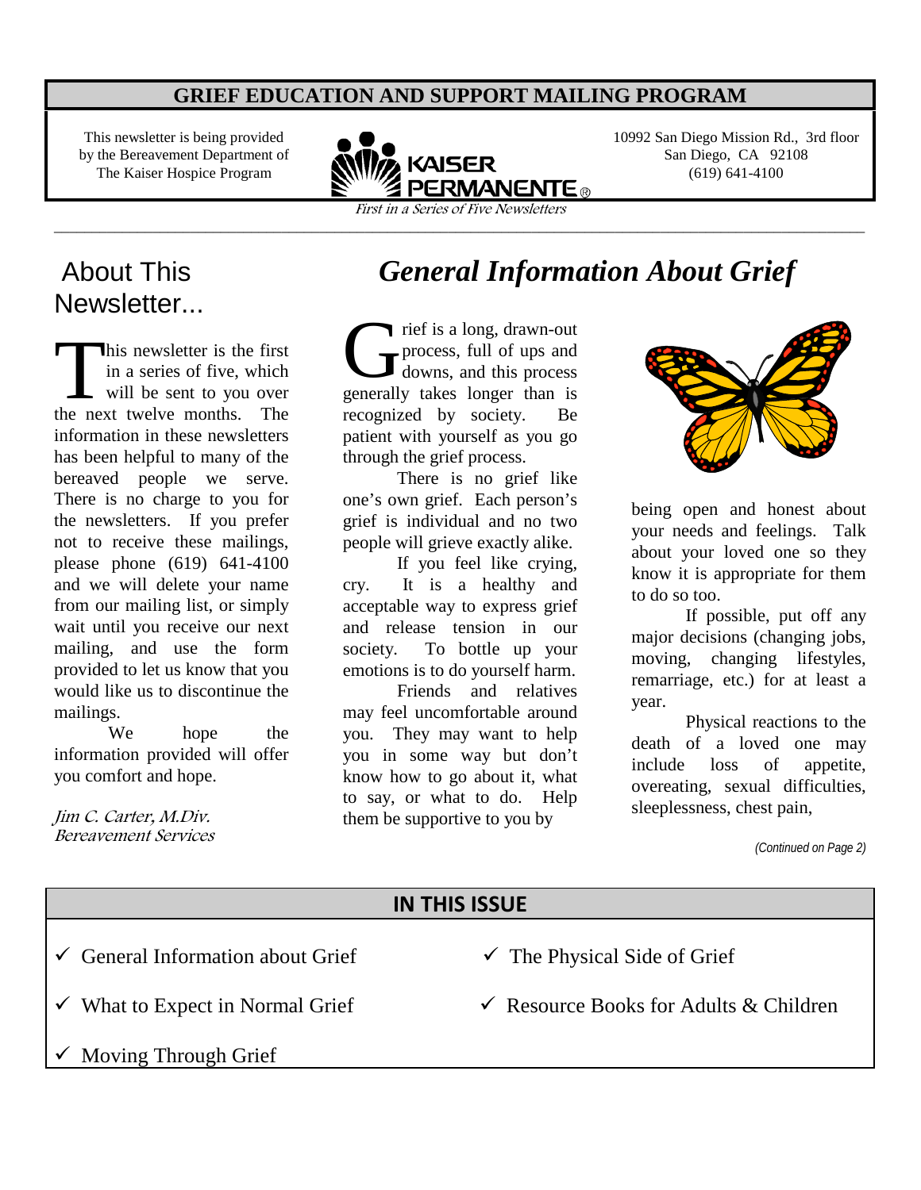**GRIEF EDUCATION AND SUPPORT MAILING PROGRAM**

This newsletter is being provided by the Bereavement Department of The Kaiser Hospice Program

KAISER PERMANENTE®

10992 San Diego Mission Rd., 3rd floor
San Diego, CA 92108
(619) 641-4100

*First in a Series of Five Newsletters*

## About This Newsletter...

This newsletter is the first in a series of five, which will be sent to you over the next twelve months. The information in these newsletters has been helpful to many of the bereaved people we serve. There is no charge to you for the newsletters. If you prefer not to receive these mailings, please phone (619) 641-4100 and we will delete your name from our mailing list, or simply wait until you receive our next mailing, and use the form provided to let us know that you would like us to discontinue the mailings.

We hope the information provided will offer you comfort and hope.

*Jim C. Carter, M.Div.*
*Bereavement Services*

# *General Information About Grief*

Grief is a long, drawn-out process, full of ups and downs, and this process generally takes longer than is recognized by society. Be patient with yourself as you go through the grief process.

There is no grief like one's own grief. Each person's grief is individual and no two people will grieve exactly alike.

If you feel like crying, cry. It is a healthy and acceptable way to express grief and release tension in our society. To bottle up your emotions is to do yourself harm.

Friends and relatives may feel uncomfortable around you. They may want to help you in some way but don't know how to go about it, what to say, or what to do. Help them be supportive to you by being open and honest about your needs and feelings. Talk about your loved one so they know it is appropriate for them to do so too.

If possible, put off any major decisions (changing jobs, moving, changing lifestyles, remarriage, etc.) for at least a year.

Physical reactions to the death of a loved one may include loss of appetite, overeating, sexual difficulties, sleeplessness, chest pain,

*(Continued on Page 2)*

**IN THIS ISSUE**

- ✓ General Information about Grief
- ✓ What to Expect in Normal Grief
- ✓ Moving Through Grief
- ✓ The Physical Side of Grief
- ✓ Resource Books for Adults & Children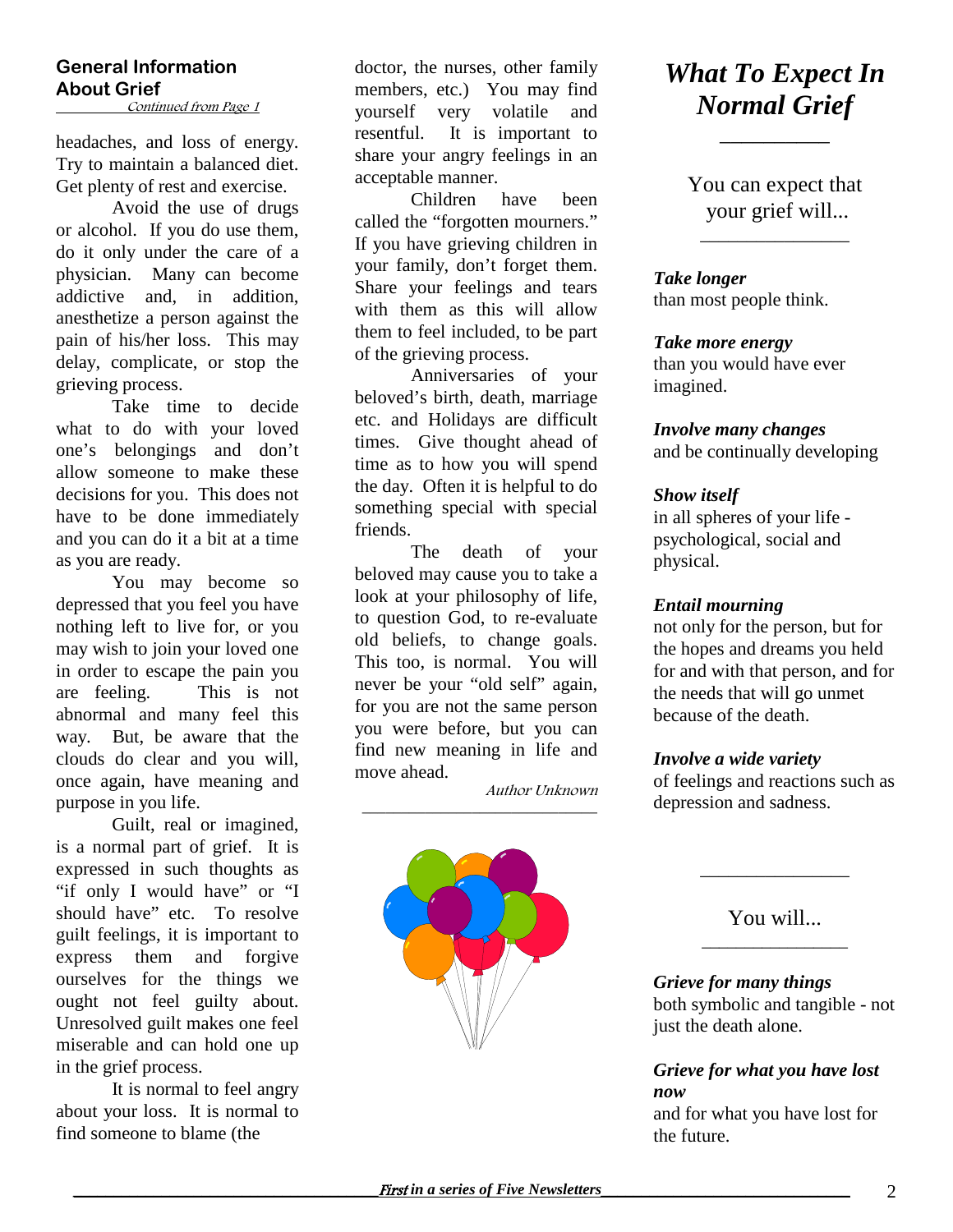## General Information About Grief

*Continued from Page 1*

headaches, and loss of energy. Try to maintain a balanced diet. Get plenty of rest and exercise.

Avoid the use of drugs or alcohol. If you do use them, do it only under the care of a physician. Many can become addictive and, in addition, anesthetize a person against the pain of his/her loss. This may delay, complicate, or stop the grieving process.

Take time to decide what to do with your loved one's belongings and don't allow someone to make these decisions for you. This does not have to be done immediately and you can do it a bit at a time as you are ready.

You may become so depressed that you feel you have nothing left to live for, or you may wish to join your loved one in order to escape the pain you are feeling. This is not abnormal and many feel this way. But, be aware that the clouds do clear and you will, once again, have meaning and purpose in you life.

Guilt, real or imagined, is a normal part of grief. It is expressed in such thoughts as "if only I would have" or "I should have" etc. To resolve guilt feelings, it is important to express them and forgive ourselves for the things we ought not feel guilty about. Unresolved guilt makes one feel miserable and can hold one up in the grief process.

It is normal to feel angry about your loss. It is normal to find someone to blame (the doctor, the nurses, other family members, etc.) You may find yourself very volatile and resentful. It is important to share your angry feelings in an acceptable manner.

Children have been called the "forgotten mourners." If you have grieving children in your family, don't forget them. Share your feelings and tears with them as this will allow them to feel included, to be part of the grieving process.

Anniversaries of your beloved's birth, death, marriage etc. and Holidays are difficult times. Give thought ahead of time as to how you will spend the day. Often it is helpful to do something special with special friends.

The death of your beloved may cause you to take a look at your philosophy of life, to question God, to re-evaluate old beliefs, to change goals. This too, is normal. You will never be your "old self" again, for you are not the same person you were before, but you can find new meaning in life and move ahead.

*Author Unknown*

---

## *What To Expect In Normal Grief*

You can expect that your grief will...

***Take longer***
than most people think.

***Take more energy***
than you would have ever imagined.

***Involve many changes***
and be continually developing

***Show itself***
in all spheres of your life - psychological, social and physical.

***Entail mourning***
not only for the person, but for the hopes and dreams you held for and with that person, and for the needs that will go unmet because of the death.

***Involve a wide variety***
of feelings and reactions such as depression and sadness.

You will...

***Grieve for many things***
both symbolic and tangible - not just the death alone.

***Grieve for what you have lost now***
and for what you have lost for the future.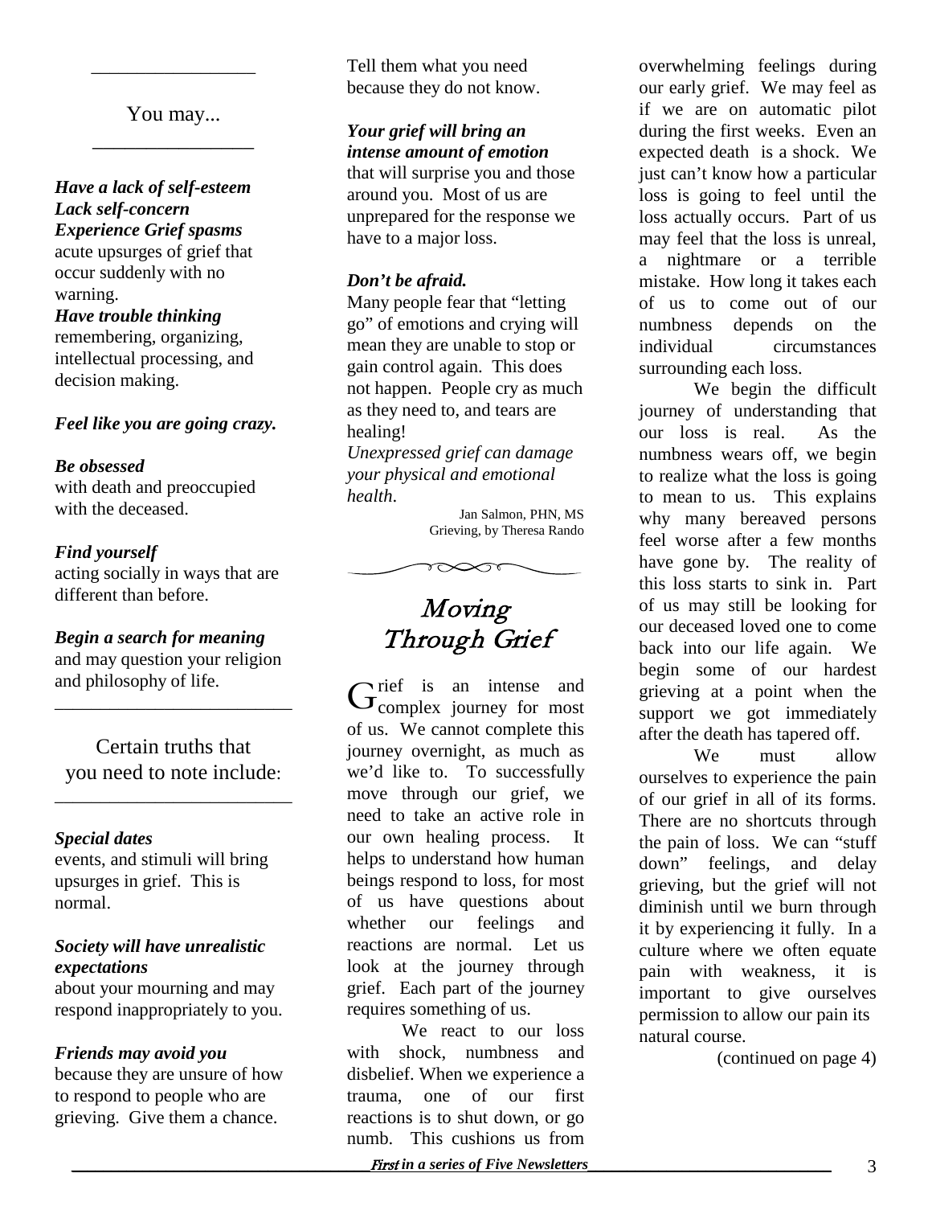## You may...

***Have a lack of self-esteem***
***Lack self-concern***
***Experience Grief spasms*** acute upsurges of grief that occur suddenly with no warning.
***Have trouble thinking*** remembering, organizing, intellectual processing, and decision making.

***Feel like you are going crazy.***

***Be obsessed*** with death and preoccupied with the deceased.

***Find yourself*** acting socially in ways that are different than before.

***Begin a search for meaning*** and may question your religion and philosophy of life.

## Certain truths that you need to note include:

***Special dates*** events, and stimuli will bring upsurges in grief. This is normal.

***Society will have unrealistic expectations*** about your mourning and may respond inappropriately to you.

***Friends may avoid you*** because they are unsure of how to respond to people who are grieving. Give them a chance. Tell them what you need because they do not know.

***Your grief will bring an intense amount of emotion*** that will surprise you and those around you. Most of us are unprepared for the response we have to a major loss.

***Don't be afraid.***
Many people fear that "letting go" of emotions and crying will mean they are unable to stop or gain control again. This does not happen. People cry as much as they need to, and tears are healing!
*Unexpressed grief can damage your physical and emotional health.*

Jan Salmon, PHN, MS
Grieving, by Theresa Rando

# Moving Through Grief

Grief is an intense and complex journey for most of us. We cannot complete this journey overnight, as much as we'd like to. To successfully move through our grief, we need to take an active role in our own healing process. It helps to understand how human beings respond to loss, for most of us have questions about whether our feelings and reactions are normal. Let us look at the journey through grief. Each part of the journey requires something of us.

We react to our loss with shock, numbness and disbelief. When we experience a trauma, one of our first reactions is to shut down, or go numb. This cushions us from overwhelming feelings during our early grief. We may feel as if we are on automatic pilot during the first weeks. Even an expected death is a shock. We just can't know how a particular loss is going to feel until the loss actually occurs. Part of us may feel that the loss is unreal, a nightmare or a terrible mistake. How long it takes each of us to come out of our numbness depends on the individual circumstances surrounding each loss.

We begin the difficult journey of understanding that our loss is real. As the numbness wears off, we begin to realize what the loss is going to mean to us. This explains why many bereaved persons feel worse after a few months have gone by. The reality of this loss starts to sink in. Part of us may still be looking for our deceased loved one to come back into our life again. We begin some of our hardest grieving at a point when the support we got immediately after the death has tapered off.

We must allow ourselves to experience the pain of our grief in all of its forms. There are no shortcuts through the pain of loss. We can "stuff down" feelings, and delay grieving, but the grief will not diminish until we burn through it by experiencing it fully. In a culture where we often equate pain with weakness, it is important to give ourselves permission to allow our pain its natural course.

(continued on page 4)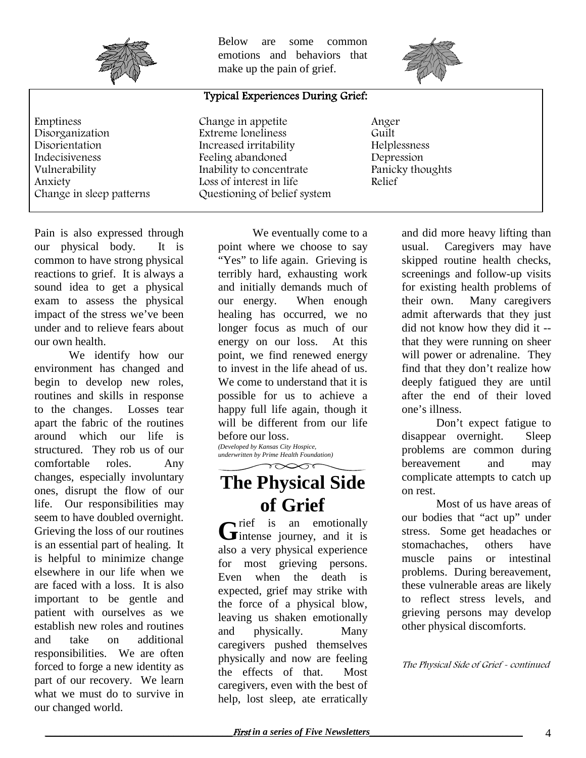Below are some common emotions and behaviors that make up the pain of grief.

### Typical Experiences During Grief:

| | | |
|---|---|---|
| Emptiness | Change in appetite | Anger |
| Disorganization | Extreme loneliness | Guilt |
| Disorientation | Increased irritability | Helplessness |
| Indecisiveness | Feeling abandoned | Depression |
| Vulnerability | Inability to concentrate | Panicky thoughts |
| Anxiety | Loss of interest in life | Relief |
| Change in sleep patterns | Questioning of belief system | |

Pain is also expressed through our physical body. It is common to have strong physical reactions to grief. It is always a sound idea to get a physical exam to assess the physical impact of the stress we've been under and to relieve fears about our own health.

We identify how our environment has changed and begin to develop new roles, routines and skills in response to the changes. Losses tear apart the fabric of the routines around which our life is structured. They rob us of our comfortable roles. Any changes, especially involuntary ones, disrupt the flow of our life. Our responsibilities may seem to have doubled overnight. Grieving the loss of our routines is an essential part of healing. It is helpful to minimize change elsewhere in our life when we are faced with a loss. It is also important to be gentle and patient with ourselves as we establish new roles and routines and take on additional responsibilities. We are often forced to forge a new identity as part of our recovery. We learn what we must do to survive in our changed world.

We eventually come to a point where we choose to say "Yes" to life again. Grieving is terribly hard, exhausting work and initially demands much of our energy. When enough healing has occurred, we no longer focus as much of our energy on our loss. At this point, we find renewed energy to invest in the life ahead of us. We come to understand that it is possible for us to achieve a happy full life again, though it will be different from our life before our loss.

*(Developed by Kansas City Hospice, underwritten by Prime Health Foundation)*

# The Physical Side of Grief

Grief is an emotionally intense journey, and it is also a very physical experience for most grieving persons. Even when the death is expected, grief may strike with the force of a physical blow, leaving us shaken emotionally and physically. Many caregivers pushed themselves physically and now are feeling the effects of that. Most caregivers, even with the best of help, lost sleep, ate erratically and did more heavy lifting than usual. Caregivers may have skipped routine health checks, screenings and follow-up visits for existing health problems of their own. Many caregivers admit afterwards that they just did not know how they did it -- that they were running on sheer will power or adrenaline. They find that they don't realize how deeply fatigued they are until after the end of their loved one's illness.

Don't expect fatigue to disappear overnight. Sleep problems are common during bereavement and may complicate attempts to catch up on rest.

Most of us have areas of our bodies that "act up" under stress. Some get headaches or stomachaches, others have muscle pains or intestinal problems. During bereavement, these vulnerable areas are likely to reflect stress levels, and grieving persons may develop other physical discomforts.

*The Physical Side of Grief - continued*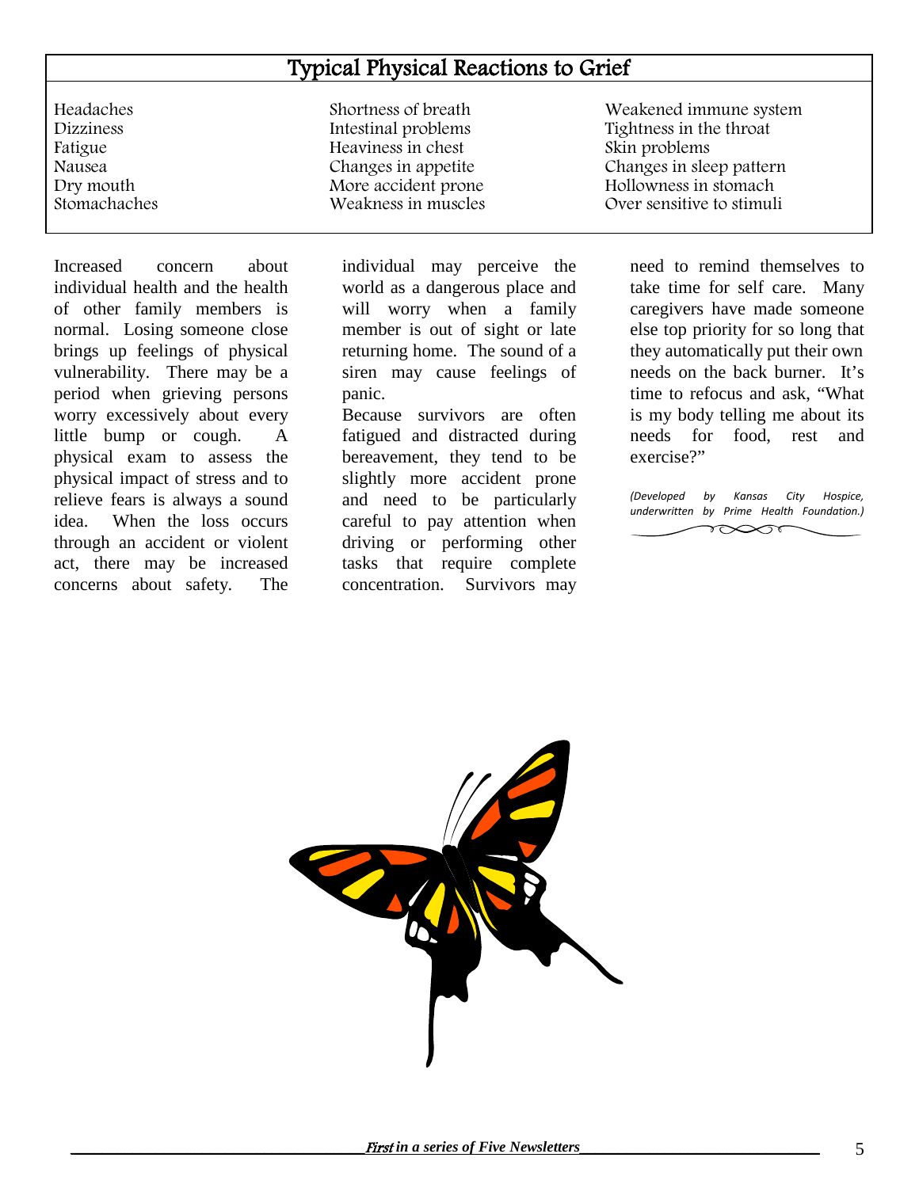## Typical Physical Reactions to Grief

| | | |
|---|---|---|
| Headaches | Shortness of breath | Weakened immune system |
| Dizziness | Intestinal problems | Tightness in the throat |
| Fatigue | Heaviness in chest | Skin problems |
| Nausea | Changes in appetite | Changes in sleep pattern |
| Dry mouth | More accident prone | Hollowness in stomach |
| Stomachaches | Weakness in muscles | Over sensitive to stimuli |

Increased concern about individual health and the health of other family members is normal. Losing someone close brings up feelings of physical vulnerability. There may be a period when grieving persons worry excessively about every little bump or cough. A physical exam to assess the physical impact of stress and to relieve fears is always a sound idea. When the loss occurs through an accident or violent act, there may be increased concerns about safety. The individual may perceive the world as a dangerous place and will worry when a family member is out of sight or late returning home. The sound of a siren may cause feelings of panic.

Because survivors are often fatigued and distracted during bereavement, they tend to be slightly more accident prone and need to be particularly careful to pay attention when driving or performing other tasks that require complete concentration. Survivors may need to remind themselves to take time for self care. Many caregivers have made someone else top priority for so long that they automatically put their own needs on the back burner. It's time to refocus and ask, "What is my body telling me about its needs for food, rest and exercise?"

*(Developed by Kansas City Hospice, underwritten by Prime Health Foundation.)*

***First* in a series of Five Newsletters**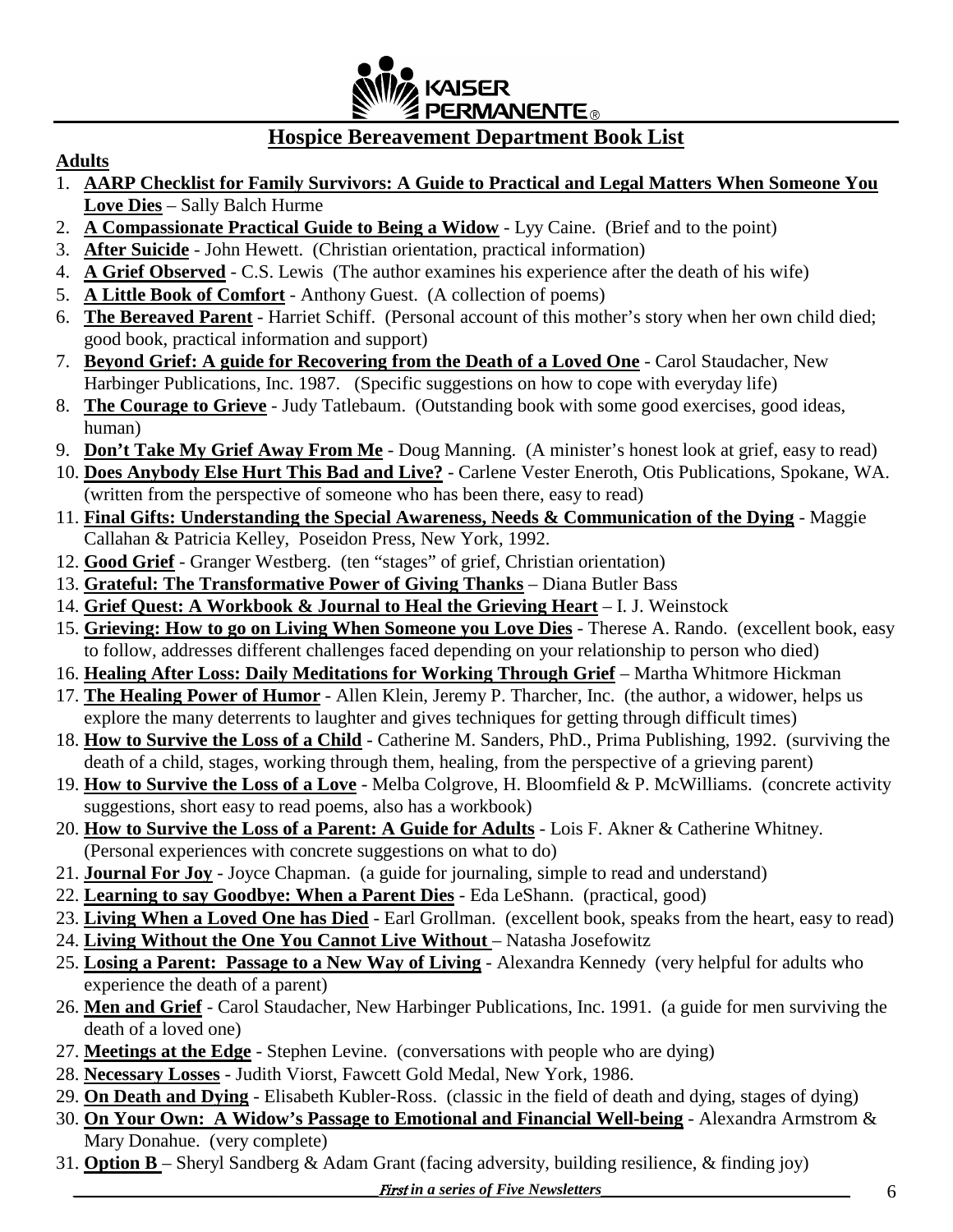KAISER PERMANENTE®

# Hospice Bereavement Department Book List

**Adults**

1. **AARP Checklist for Family Survivors: A Guide to Practical and Legal Matters When Someone You Love Dies** – Sally Balch Hurme
2. **A Compassionate Practical Guide to Being a Widow** - Lyy Caine. (Brief and to the point)
3. **After Suicide** - John Hewett. (Christian orientation, practical information)
4. **A Grief Observed** - C.S. Lewis (The author examines his experience after the death of his wife)
5. **A Little Book of Comfort** - Anthony Guest. (A collection of poems)
6. **The Bereaved Parent** - Harriet Schiff. (Personal account of this mother's story when her own child died; good book, practical information and support)
7. **Beyond Grief: A guide for Recovering from the Death of a Loved One** - Carol Staudacher, New Harbinger Publications, Inc. 1987. (Specific suggestions on how to cope with everyday life)
8. **The Courage to Grieve** - Judy Tatlebaum. (Outstanding book with some good exercises, good ideas, human)
9. **Don't Take My Grief Away From Me** - Doug Manning. (A minister's honest look at grief, easy to read)
10. **Does Anybody Else Hurt This Bad and Live?** - Carlene Vester Eneroth, Otis Publications, Spokane, WA. (written from the perspective of someone who has been there, easy to read)
11. **Final Gifts: Understanding the Special Awareness, Needs & Communication of the Dying** - Maggie Callahan & Patricia Kelley, Poseidon Press, New York, 1992.
12. **Good Grief** - Granger Westberg. (ten "stages" of grief, Christian orientation)
13. **Grateful: The Transformative Power of Giving Thanks** – Diana Butler Bass
14. **Grief Quest: A Workbook & Journal to Heal the Grieving Heart** – I. J. Weinstock
15. **Grieving: How to go on Living When Someone you Love Dies** - Therese A. Rando. (excellent book, easy to follow, addresses different challenges faced depending on your relationship to person who died)
16. **Healing After Loss: Daily Meditations for Working Through Grief** – Martha Whitmore Hickman
17. **The Healing Power of Humor** - Allen Klein, Jeremy P. Tharcher, Inc. (the author, a widower, helps us explore the many deterrents to laughter and gives techniques for getting through difficult times)
18. **How to Survive the Loss of a Child** - Catherine M. Sanders, PhD., Prima Publishing, 1992. (surviving the death of a child, stages, working through them, healing, from the perspective of a grieving parent)
19. **How to Survive the Loss of a Love** - Melba Colgrove, H. Bloomfield & P. McWilliams. (concrete activity suggestions, short easy to read poems, also has a workbook)
20. **How to Survive the Loss of a Parent: A Guide for Adults** - Lois F. Akner & Catherine Whitney. (Personal experiences with concrete suggestions on what to do)
21. **Journal For Joy** - Joyce Chapman. (a guide for journaling, simple to read and understand)
22. **Learning to say Goodbye: When a Parent Dies** - Eda LeShann. (practical, good)
23. **Living When a Loved One has Died** - Earl Grollman. (excellent book, speaks from the heart, easy to read)
24. **Living Without the One You Cannot Live Without** – Natasha Josefowitz
25. **Losing a Parent: Passage to a New Way of Living** - Alexandra Kennedy (very helpful for adults who experience the death of a parent)
26. **Men and Grief** - Carol Staudacher, New Harbinger Publications, Inc. 1991. (a guide for men surviving the death of a loved one)
27. **Meetings at the Edge** - Stephen Levine. (conversations with people who are dying)
28. **Necessary Losses** - Judith Viorst, Fawcett Gold Medal, New York, 1986.
29. **On Death and Dying** - Elisabeth Kubler-Ross. (classic in the field of death and dying, stages of dying)
30. **On Your Own: A Widow's Passage to Emotional and Financial Well-being** - Alexandra Armstrong & Mary Donahue. (very complete)
31. **Option B** – Sheryl Sandberg & Adam Grant (facing adversity, building resilience, & finding joy)

***First in a series of Five Newsletters***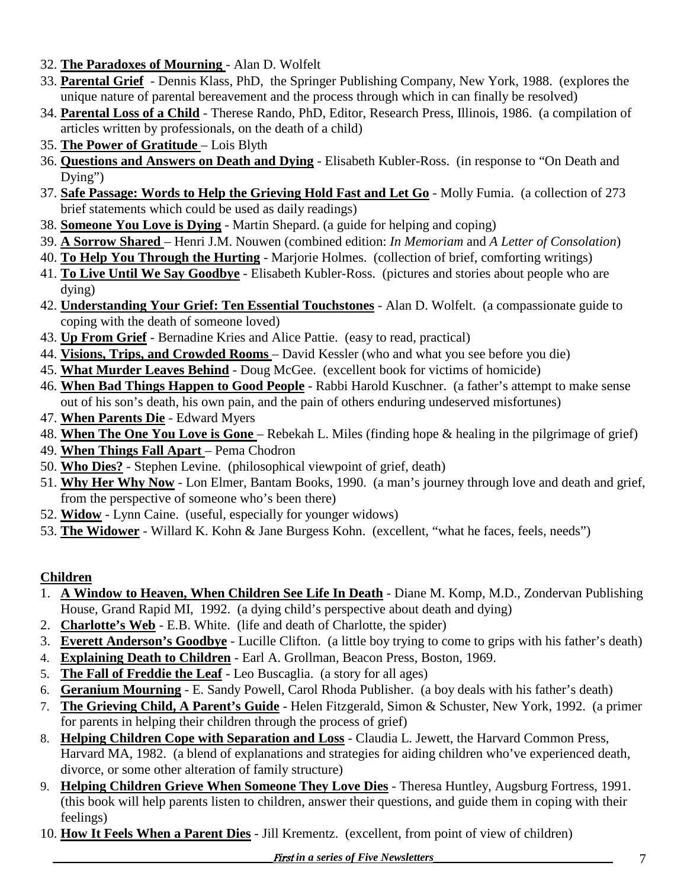32. **The Paradoxes of Mourning** - Alan D. Wolfelt
33. **Parental Grief** - Dennis Klass, PhD, the Springer Publishing Company, New York, 1988. (explores the unique nature of parental bereavement and the process through which in can finally be resolved)
34. **Parental Loss of a Child** - Therese Rando, PhD, Editor, Research Press, Illinois, 1986. (a compilation of articles written by professionals, on the death of a child)
35. **The Power of Gratitude** – Lois Blyth
36. **Questions and Answers on Death and Dying** - Elisabeth Kubler-Ross. (in response to "On Death and Dying")
37. **Safe Passage: Words to Help the Grieving Hold Fast and Let Go** - Molly Fumia. (a collection of 273 brief statements which could be used as daily readings)
38. **Someone You Love is Dying** - Martin Shepard. (a guide for helping and coping)
39. **A Sorrow Shared** – Henri J.M. Nouwen (combined edition: *In Memoriam* and *A Letter of Consolation*)
40. **To Help You Through the Hurting** - Marjorie Holmes. (collection of brief, comforting writings)
41. **To Live Until We Say Goodbye** - Elisabeth Kubler-Ross. (pictures and stories about people who are dying)
42. **Understanding Your Grief: Ten Essential Touchstones** - Alan D. Wolfelt. (a compassionate guide to coping with the death of someone loved)
43. **Up From Grief** - Bernadine Kries and Alice Pattie. (easy to read, practical)
44. **Visions, Trips, and Crowded Rooms** – David Kessler (who and what you see before you die)
45. **What Murder Leaves Behind** - Doug McGee. (excellent book for victims of homicide)
46. **When Bad Things Happen to Good People** - Rabbi Harold Kuschner. (a father's attempt to make sense out of his son's death, his own pain, and the pain of others enduring undeserved misfortunes)
47. **When Parents Die** - Edward Myers
48. **When The One You Love is Gone** – Rebekah L. Miles (finding hope & healing in the pilgrimage of grief)
49. **When Things Fall Apart** – Pema Chodron
50. **Who Dies?** - Stephen Levine. (philosophical viewpoint of grief, death)
51. **Why Her Why Now** - Lon Elmer, Bantam Books, 1990. (a man's journey through love and death and grief, from the perspective of someone who's been there)
52. **Widow** - Lynn Caine. (useful, especially for younger widows)
53. **The Widower** - Willard K. Kohn & Jane Burgess Kohn. (excellent, "what he faces, feels, needs")

**Children**

1. **A Window to Heaven, When Children See Life In Death** - Diane M. Komp, M.D., Zondervan Publishing House, Grand Rapid MI, 1992. (a dying child's perspective about death and dying)
2. **Charlotte's Web** - E.B. White. (life and death of Charlotte, the spider)
3. **Everett Anderson's Goodbye** - Lucille Clifton. (a little boy trying to come to grips with his father's death)
4. **Explaining Death to Children** - Earl A. Grollman, Beacon Press, Boston, 1969.
5. **The Fall of Freddie the Leaf** - Leo Buscaglia. (a story for all ages)
6. **Geranium Mourning** - E. Sandy Powell, Carol Rhoda Publisher. (a boy deals with his father's death)
7. **The Grieving Child, A Parent's Guide** - Helen Fitzgerald, Simon & Schuster, New York, 1992. (a primer for parents in helping their children through the process of grief)
8. **Helping Children Cope with Separation and Loss** - Claudia L. Jewett, the Harvard Common Press, Harvard MA, 1982. (a blend of explanations and strategies for aiding children who've experienced death, divorce, or some other alteration of family structure)
9. **Helping Children Grieve When Someone They Love Dies** - Theresa Huntley, Augsburg Fortress, 1991. (this book will help parents listen to children, answer their questions, and guide them in coping with their feelings)
10. **How It Feels When a Parent Dies** - Jill Krementz. (excellent, from point of view of children)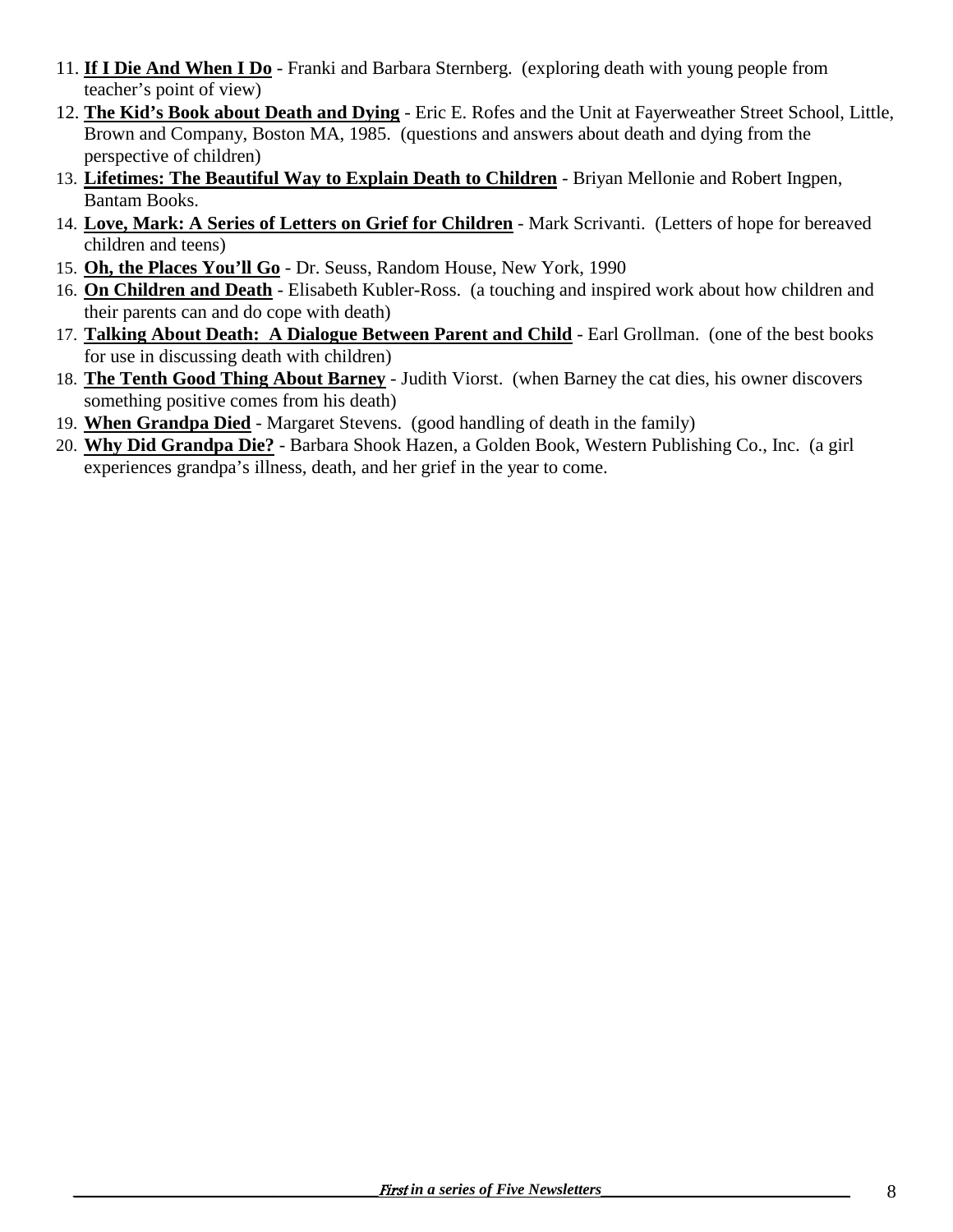11. **If I Die And When I Do** - Franki and Barbara Sternberg.  (exploring death with young people from teacher's point of view)
12. **The Kid's Book about Death and Dying** - Eric E. Rofes and the Unit at Fayerweather Street School, Little, Brown and Company, Boston MA, 1985.  (questions and answers about death and dying from the perspective of children)
13. **Lifetimes: The Beautiful Way to Explain Death to Children** - Briyan Mellonie and Robert Ingpen, Bantam Books.
14. **Love, Mark: A Series of Letters on Grief for Children** - Mark Scrivanti.  (Letters of hope for bereaved children and teens)
15. **Oh, the Places You'll Go** - Dr. Seuss, Random House, New York, 1990
16. **On Children and Death** - Elisabeth Kubler-Ross.  (a touching and inspired work about how children and their parents can and do cope with death)
17. **Talking About Death:  A Dialogue Between Parent and Child** - Earl Grollman.  (one of the best books for use in discussing death with children)
18. **The Tenth Good Thing About Barney** - Judith Viorst.  (when Barney the cat dies, his owner discovers something positive comes from his death)
19. **When Grandpa Died** - Margaret Stevens.  (good handling of death in the family)
20. **Why Did Grandpa Die?** - Barbara Shook Hazen, a Golden Book, Western Publishing Co., Inc.  (a girl experiences grandpa's illness, death, and her grief in the year to come.